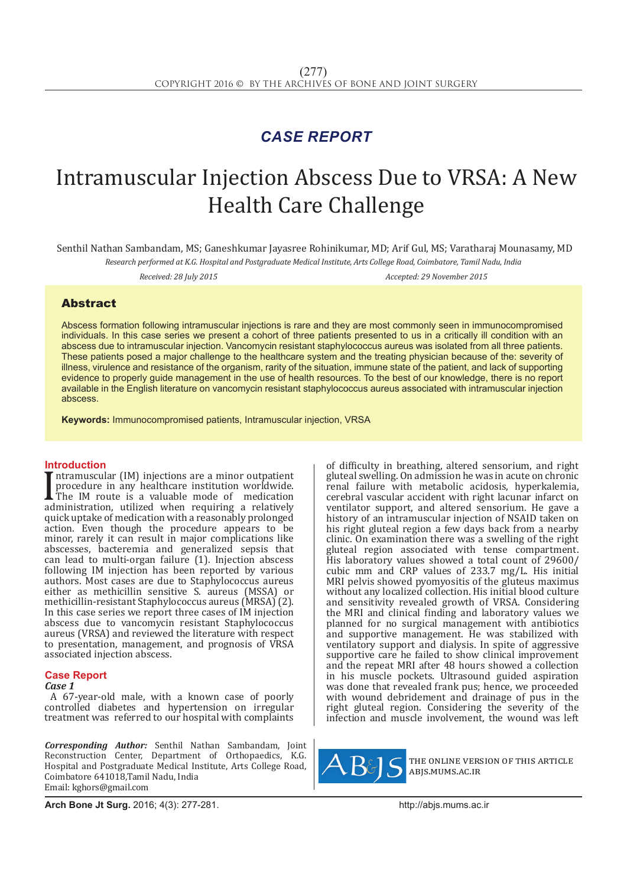*CASE REPORT*

# Intramuscular Injection Abscess Due to VRSA: A New Health Care Challenge

Senthil Nathan Sambandam, MS; Ganeshkumar Jayasree Rohinikumar, MD; Arif Gul, MS; Varatharaj Mounasamy, MD

*Research performed at K.G. Hospital and Postgraduate Medical Institute, Arts College Road, Coimbatore, Tamil Nadu, India*

*Received: 28 July 2015* *Accepted: 29 November 2015*

## Abstract

Abscess formation following intramuscular injections is rare and they are most commonly seen in immunocompromised individuals. In this case series we present a cohort of three patients presented to us in a critically ill condition with an abscess due to intramuscular injection. Vancomycin resistant staphylococcus aureus was isolated from all three patients. These patients posed a major challenge to the healthcare system and the treating physician because of the: severity of illness, virulence and resistance of the organism, rarity of the situation, immune state of the patient, and lack of supporting evidence to properly guide management in the use of health resources. To the best of our knowledge, there is no report available in the English literature on vancomycin resistant staphylococcus aureus associated with intramuscular injection abscess.

**Keywords:** Immunocompromised patients, Intramuscular injection, VRSA

## Introduction

Intramuscular (IM) injections are a minor outpatient procedure in any healthcare institution worldwide. The IM route is a valuable mode of medication administration, utilized when requiring a relatively quick uptake of medication with a reasonably prolonged action. Even though the procedure appears to be minor, rarely it can result in major complications like abscesses, bacteremia and generalized sepsis that can lead to multi-organ failure (1). Injection abscess following IM injection has been reported by various authors. Most cases are due to Staphylococcus aureus either as methicillin sensitive S. aureus (MSSA) or methicillin-resistant Staphylococcus aureus (MRSA) (2). In this case series we report three cases of IM injection abscess due to vancomycin resistant Staphylococcus aureus (VRSA) and reviewed the literature with respect to presentation, management, and prognosis of VRSA associated injection abscess.

## Case Report

### *Case 1*

A 67-year-old male, with a known case of poorly controlled diabetes and hypertension on irregular treatment was referred to our hospital with complaints of difficulty in breathing, altered sensorium, and right gluteal swelling. On admission he was in acute on chronic renal failure with metabolic acidosis, hyperkalemia, cerebral vascular accident with right lacunar infarct on ventilator support, and altered sensorium. He gave a history of an intramuscular injection of NSAID taken on his right gluteal region a few days back from a nearby clinic. On examination there was a swelling of the right gluteal region associated with tense compartment. His laboratory values showed a total count of 29600/cubic mm and CRP values of 233.7 mg/L. His initial MRI pelvis showed pyomyositis of the gluteus maximus without any localized collection. His initial blood culture and sensitivity revealed growth of VRSA. Considering the MRI and clinical finding and laboratory values we planned for no surgical management with antibiotics and supportive management. He was stabilized with ventilatory support and dialysis. In spite of aggressive supportive care he failed to show clinical improvement and the repeat MRI after 48 hours showed a collection in his muscle pockets. Ultrasound guided aspiration was done that revealed frank pus; hence, we proceeded with wound debridement and drainage of pus in the right gluteal region. Considering the severity of the infection and muscle involvement, the wound was left

*Corresponding Author:* Senthil Nathan Sambandam, Joint Reconstruction Center, Department of Orthopaedics, K.G. Hospital and Postgraduate Medical Institute, Arts College Road, Coimbatore 641018,Tamil Nadu, India
Email: kghors@gmail.com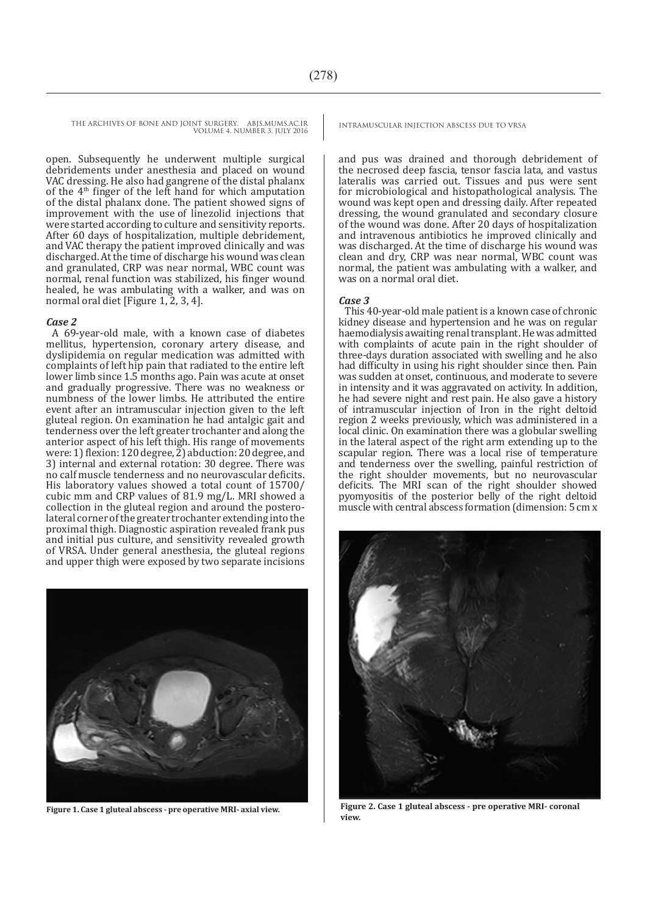open. Subsequently he underwent multiple surgical debridements under anesthesia and placed on wound VAC dressing. He also had gangrene of the distal phalanx of the 4th finger of the left hand for which amputation of the distal phalanx done. The patient showed signs of improvement with the use of linezolid injections that were started according to culture and sensitivity reports. After 60 days of hospitalization, multiple debridement, and VAC therapy the patient improved clinically and was discharged. At the time of discharge his wound was clean and granulated, CRP was near normal, WBC count was normal, renal function was stabilized, his finger wound healed, he was ambulating with a walker, and was on normal oral diet [Figure 1, 2, 3, 4].

### *Case 2*

A 69-year-old male, with a known case of diabetes mellitus, hypertension, coronary artery disease, and dyslipidemia on regular medication was admitted with complaints of left hip pain that radiated to the entire left lower limb since 1.5 months ago. Pain was acute at onset and gradually progressive. There was no weakness or numbness of the lower limbs. He attributed the entire event after an intramuscular injection given to the left gluteal region. On examination he had antalgic gait and tenderness over the left greater trochanter and along the anterior aspect of his left thigh. His range of movements were: 1) flexion: 120 degree, 2) abduction: 20 degree, and 3) internal and external rotation: 30 degree. There was no calf muscle tenderness and no neurovascular deficits. His laboratory values showed a total count of 15700/ cubic mm and CRP values of 81.9 mg/L. MRI showed a collection in the gluteal region and around the postero-lateral corner of the greater trochanter extending into the proximal thigh. Diagnostic aspiration revealed frank pus and initial pus culture, and sensitivity revealed growth of VRSA. Under general anesthesia, the gluteal regions and upper thigh were exposed by two separate incisions and pus was drained and thorough debridement of the necrosed deep fascia, tensor fascia lata, and vastus lateralis was carried out. Tissues and pus were sent for microbiological and histopathological analysis. The wound was kept open and dressing daily. After repeated dressing, the wound granulated and secondary closure of the wound was done. After 20 days of hospitalization and intravenous antibiotics he improved clinically and was discharged. At the time of discharge his wound was clean and dry, CRP was near normal, WBC count was normal, the patient was ambulating with a walker, and was on a normal oral diet.

### *Case 3*

This 40-year-old male patient is a known case of chronic kidney disease and hypertension and he was on regular haemodialysis awaiting renal transplant. He was admitted with complaints of acute pain in the right shoulder of three-days duration associated with swelling and he also had difficulty in using his right shoulder since then. Pain was sudden at onset, continuous, and moderate to severe in intensity and it was aggravated on activity. In addition, he had severe night and rest pain. He also gave a history of intramuscular injection of Iron in the right deltoid region 2 weeks previously, which was administered in a local clinic. On examination there was a globular swelling in the lateral aspect of the right arm extending up to the scapular region. There was a local rise of temperature and tenderness over the swelling, painful restriction of the right shoulder movements, but no neurovascular deficits. The MRI scan of the right shoulder showed pyomyositis of the posterior belly of the right deltoid muscle with central abscess formation (dimension: 5 cm x

**Figure 1. Case 1 gluteal abscess - pre operative MRI- axial view.**

**Figure 2. Case 1 gluteal abscess - pre operative MRI- coronal view.**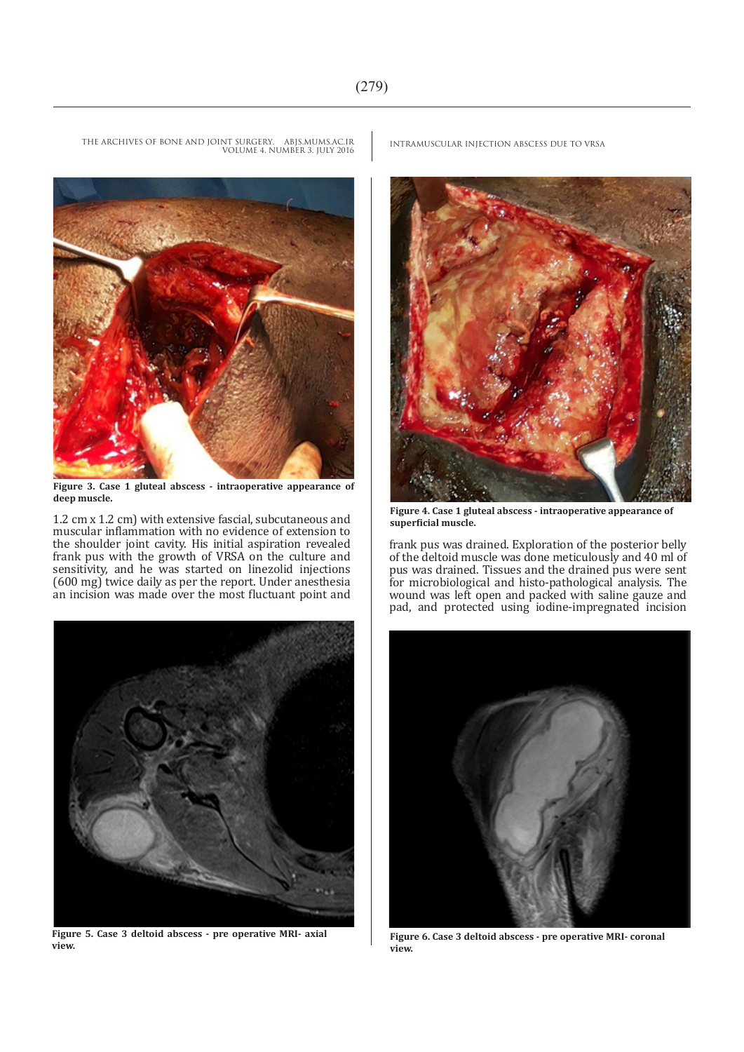Figure 3. Case 1 gluteal abscess - intraoperative appearance of deep muscle.

1.2 cm x 1.2 cm) with extensive fascial, subcutaneous and muscular inflammation with no evidence of extension to the shoulder joint cavity. His initial aspiration revealed frank pus with the growth of VRSA on the culture and sensitivity, and he was started on linezolid injections (600 mg) twice daily as per the report. Under anesthesia an incision was made over the most fluctuant point and

Figure 4. Case 1 gluteal abscess - intraoperative appearance of superficial muscle.

frank pus was drained. Exploration of the posterior belly of the deltoid muscle was done meticulously and 40 ml of pus was drained. Tissues and the drained pus were sent for microbiological and histo-pathological analysis. The wound was left open and packed with saline gauze and pad, and protected using iodine-impregnated incision

Figure 5. Case 3 deltoid abscess - pre operative MRI- axial view.

Figure 6. Case 3 deltoid abscess - pre operative MRI- coronal view.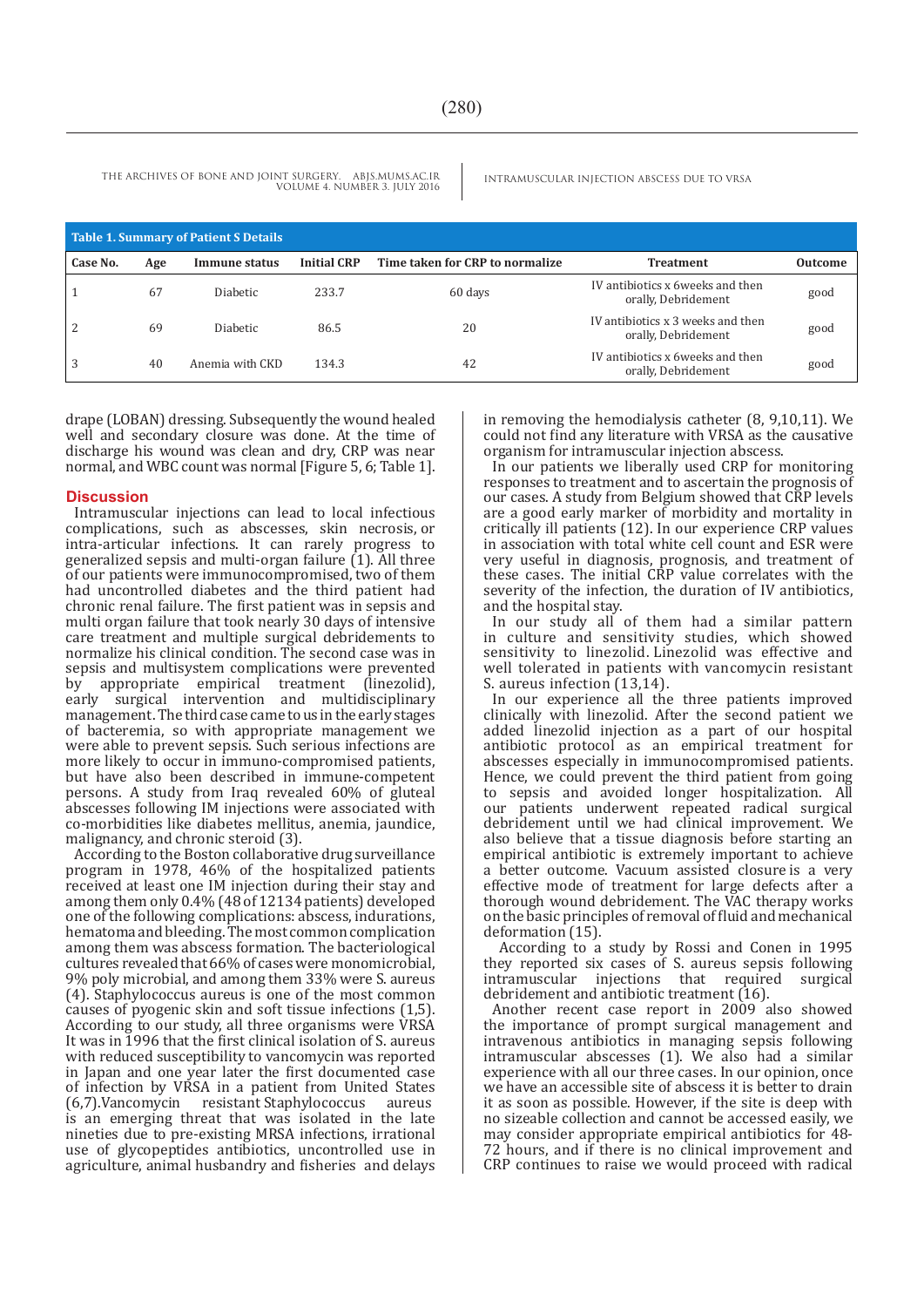**Table 1. Summary of Patient S Details**

| Case No. | Age | Immune status | Initial CRP | Time taken for CRP to normalize | Treatment | Outcome |
|---|---|---|---|---|---|---|
| 1 | 67 | Diabetic | 233.7 | 60 days | IV antibiotics x 6weeks and then orally, Debridement | good |
| 2 | 69 | Diabetic | 86.5 | 20 | IV antibiotics x 3 weeks and then orally, Debridement | good |
| 3 | 40 | Anemia with CKD | 134.3 | 42 | IV antibiotics x 6weeks and then orally, Debridement | good |

drape (LOBAN) dressing. Subsequently the wound healed well and secondary closure was done. At the time of discharge his wound was clean and dry, CRP was near normal, and WBC count was normal [Figure 5, 6; Table 1].

## Discussion

Intramuscular injections can lead to local infectious complications, such as abscesses, skin necrosis, or intra-articular infections. It can rarely progress to generalized sepsis and multi-organ failure (1). All three of our patients were immunocompromised, two of them had uncontrolled diabetes and the third patient had chronic renal failure. The first patient was in sepsis and multi organ failure that took nearly 30 days of intensive care treatment and multiple surgical debridements to normalize his clinical condition. The second case was in sepsis and multisystem complications were prevented by appropriate empirical treatment (linezolid), early surgical intervention and multidisciplinary management. The third case came to us in the early stages of bacteremia, so with appropriate management we were able to prevent sepsis. Such serious infections are more likely to occur in immuno-compromised patients, but have also been described in immune-competent persons. A study from Iraq revealed 60% of gluteal abscesses following IM injections were associated with co-morbidities like diabetes mellitus, anemia, jaundice, malignancy, and chronic steroid (3).

According to the Boston collaborative drug surveillance program in 1978, 46% of the hospitalized patients received at least one IM injection during their stay and among them only 0.4% (48 of 12134 patients) developed one of the following complications: abscess, indurations, hematoma and bleeding. The most common complication among them was abscess formation. The bacteriological cultures revealed that 66% of cases were monomicrobial, 9% poly microbial, and among them 33% were S. aureus (4). Staphylococcus aureus is one of the most common causes of pyogenic skin and soft tissue infections (1,5). According to our study, all three organisms were VRSA It was in 1996 that the first clinical isolation of S. aureus with reduced susceptibility to vancomycin was reported in Japan and one year later the first documented case of infection by VRSA in a patient from United States (6,7).Vancomycin resistant Staphylococcus aureus is an emerging threat that was isolated in the late nineties due to pre-existing MRSA infections, irrational use of glycopeptides antibiotics, uncontrolled use in agriculture, animal husbandry and fisheries and delays in removing the hemodialysis catheter (8, 9,10,11). We could not find any literature with VRSA as the causative organism for intramuscular injection abscess.

In our patients we liberally used CRP for monitoring responses to treatment and to ascertain the prognosis of our cases. A study from Belgium showed that CRP levels are a good early marker of morbidity and mortality in critically ill patients (12). In our experience CRP values in association with total white cell count and ESR were very useful in diagnosis, prognosis, and treatment of these cases. The initial CRP value correlates with the severity of the infection, the duration of IV antibiotics, and the hospital stay.

In our study all of them had a similar pattern in culture and sensitivity studies, which showed sensitivity to linezolid. Linezolid was effective and well tolerated in patients with vancomycin resistant S. aureus infection (13,14).

In our experience all the three patients improved clinically with linezolid. After the second patient we added linezolid injection as a part of our hospital antibiotic protocol as an empirical treatment for abscesses especially in immunocompromised patients. Hence, we could prevent the third patient from going to sepsis and avoided longer hospitalization. All our patients underwent repeated radical surgical debridement until we had clinical improvement. We also believe that a tissue diagnosis before starting an empirical antibiotic is extremely important to achieve a better outcome. Vacuum assisted closure is a very effective mode of treatment for large defects after a thorough wound debridement. The VAC therapy works on the basic principles of removal of fluid and mechanical deformation (15).

According to a study by Rossi and Conen in 1995 they reported six cases of S. aureus sepsis following intramuscular injections that required surgical debridement and antibiotic treatment (16).

Another recent case report in 2009 also showed the importance of prompt surgical management and intravenous antibiotics in managing sepsis following intramuscular abscesses (1). We also had a similar experience with all our three cases. In our opinion, once we have an accessible site of abscess it is better to drain it as soon as possible. However, if the site is deep with no sizeable collection and cannot be accessed easily, we may consider appropriate empirical antibiotics for 48-72 hours, and if there is no clinical improvement and CRP continues to raise we would proceed with radical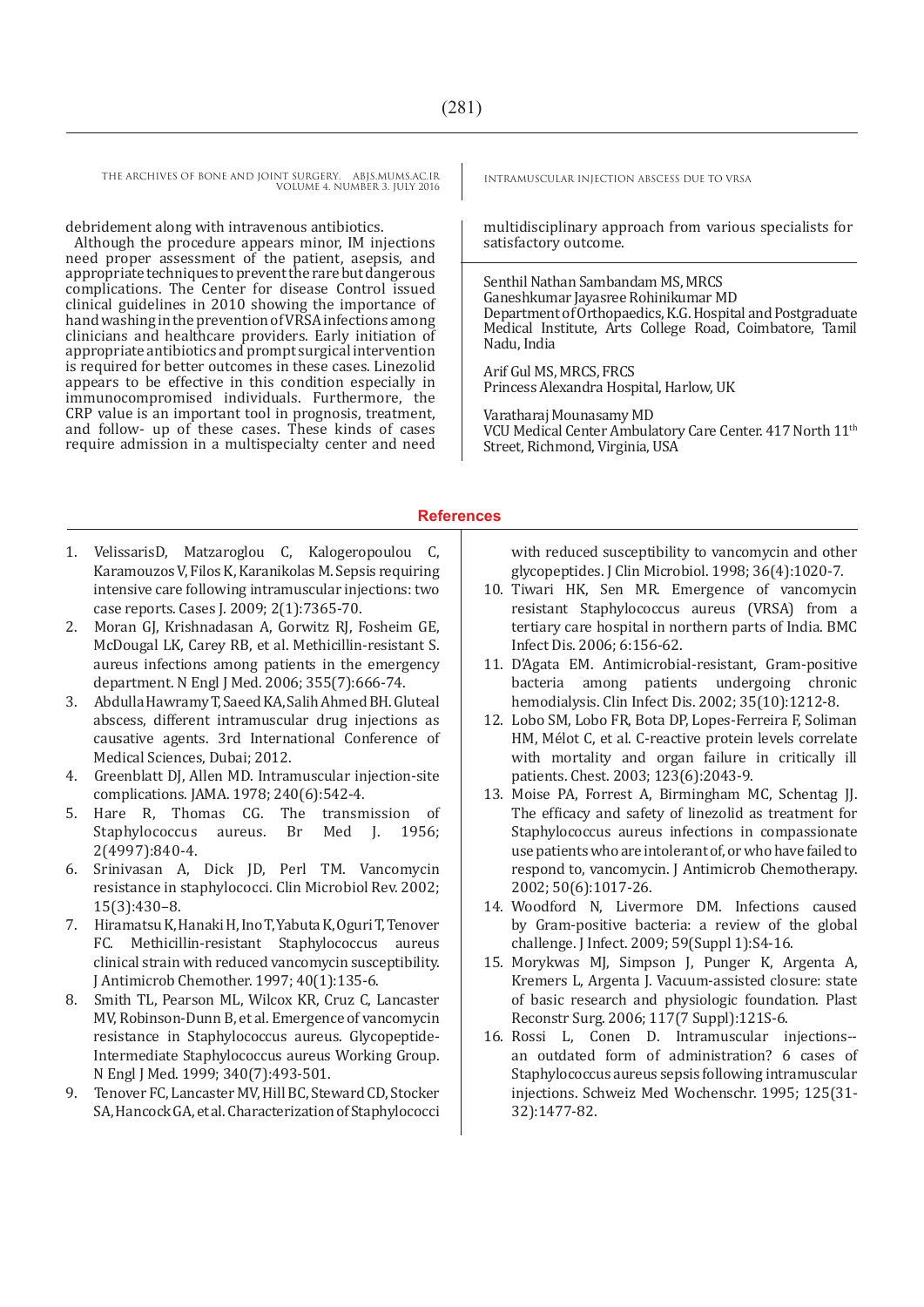debridement along with intravenous antibiotics.

Although the procedure appears minor, IM injections need proper assessment of the patient, asepsis, and appropriate techniques to prevent the rare but dangerous complications. The Center for disease Control issued clinical guidelines in 2010 showing the importance of hand washing in the prevention of VRSA infections among clinicians and healthcare providers. Early initiation of appropriate antibiotics and prompt surgical intervention is required for better outcomes in these cases. Linezolid appears to be effective in this condition especially in immunocompromised individuals. Furthermore, the CRP value is an important tool in prognosis, treatment, and follow- up of these cases. These kinds of cases require admission in a multispecialty center and need multidisciplinary approach from various specialists for satisfactory outcome.

Senthil Nathan Sambandam MS, MRCS
Ganeshkumar Jayasree Rohinikumar MD
Department of Orthopaedics, K.G. Hospital and Postgraduate Medical Institute, Arts College Road, Coimbatore, Tamil Nadu, India

Arif Gul MS, MRCS, FRCS
Princess Alexandra Hospital, Harlow, UK

Varatharaj Mounasamy MD
VCU Medical Center Ambulatory Care Center. 417 North 11th Street, Richmond, Virginia, USA

## References

1. VelissarisD, Matzaroglou C, Kalogeropoulou C, Karamouzos V, Filos K, Karanikolas M. Sepsis requiring intensive care following intramuscular injections: two case reports. Cases J. 2009; 2(1):7365-70.
2. Moran GJ, Krishnadasan A, Gorwitz RJ, Fosheim GE, McDougal LK, Carey RB, et al. Methicillin-resistant S. aureus infections among patients in the emergency department. N Engl J Med. 2006; 355(7):666-74.
3. Abdulla Hawramy T, Saeed KA, Salih Ahmed BH. Gluteal abscess, different intramuscular drug injections as causative agents. 3rd International Conference of Medical Sciences, Dubai; 2012.
4. Greenblatt DJ, Allen MD. Intramuscular injection-site complications. JAMA. 1978; 240(6):542-4.
5. Hare R, Thomas CG. The transmission of Staphylococcus aureus. Br Med J. 1956; 2(4997):840-4.
6. Srinivasan A, Dick JD, Perl TM. Vancomycin resistance in staphylococci. Clin Microbiol Rev. 2002; 15(3):430–8.
7. Hiramatsu K, Hanaki H, Ino T, Yabuta K, Oguri T, Tenover FC. Methicillin-resistant Staphylococcus aureus clinical strain with reduced vancomycin susceptibility. J Antimicrob Chemother. 1997; 40(1):135-6.
8. Smith TL, Pearson ML, Wilcox KR, Cruz C, Lancaster MV, Robinson-Dunn B, et al. Emergence of vancomycin resistance in Staphylococcus aureus. Glycopeptide-Intermediate Staphylococcus aureus Working Group. N Engl J Med. 1999; 340(7):493-501.
9. Tenover FC, Lancaster MV, Hill BC, Steward CD, Stocker SA, Hancock GA, et al. Characterization of Staphylococci with reduced susceptibility to vancomycin and other glycopeptides. J Clin Microbiol. 1998; 36(4):1020-7.
10. Tiwari HK, Sen MR. Emergence of vancomycin resistant Staphylococcus aureus (VRSA) from a tertiary care hospital in northern parts of India. BMC Infect Dis. 2006; 6:156-62.
11. D'Agata EM. Antimicrobial-resistant, Gram-positive bacteria among patients undergoing chronic hemodialysis. Clin Infect Dis. 2002; 35(10):1212-8.
12. Lobo SM, Lobo FR, Bota DP, Lopes-Ferreira F, Soliman HM, Mélot C, et al. C-reactive protein levels correlate with mortality and organ failure in critically ill patients. Chest. 2003; 123(6):2043-9.
13. Moise PA, Forrest A, Birmingham MC, Schentag JJ. The efficacy and safety of linezolid as treatment for Staphylococcus aureus infections in compassionate use patients who are intolerant of, or who have failed to respond to, vancomycin. J Antimicrob Chemotherapy. 2002; 50(6):1017-26.
14. Woodford N, Livermore DM. Infections caused by Gram-positive bacteria: a review of the global challenge. J Infect. 2009; 59(Suppl 1):S4-16.
15. Morykwas MJ, Simpson J, Punger K, Argenta A, Kremers L, Argenta J. Vacuum-assisted closure: state of basic research and physiologic foundation. Plast Reconstr Surg. 2006; 117(7 Suppl):121S-6.
16. Rossi L, Conen D. Intramuscular injections--an outdated form of administration? 6 cases of Staphylococcus aureus sepsis following intramuscular injections. Schweiz Med Wochenschr. 1995; 125(31-32):1477-82.